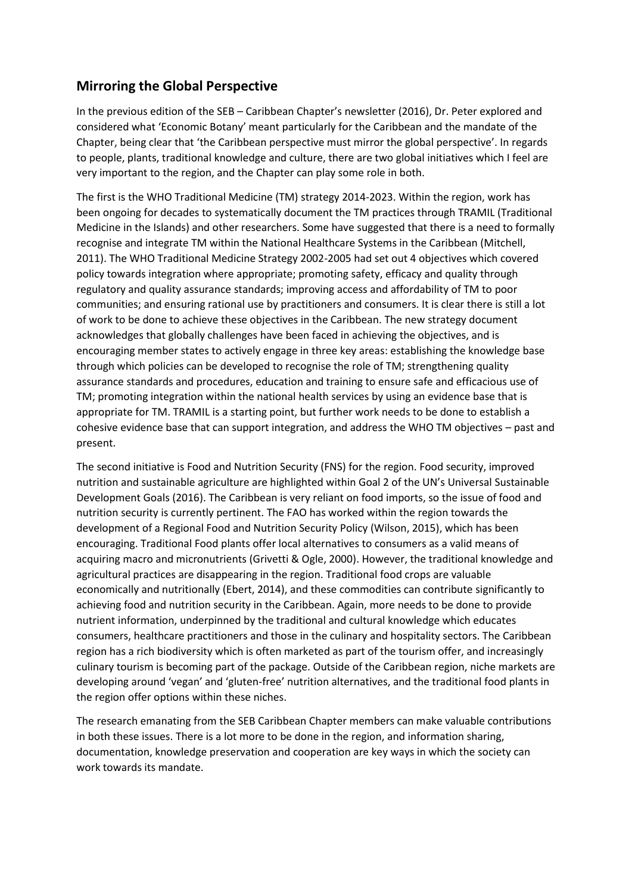## Mirroring the Global Perspective

In the previous edition of the SEB – Caribbean Chapter's newsletter (2016), Dr. Peter explored and considered what 'Economic Botany' meant particularly for the Caribbean and the mandate of the Chapter, being clear that 'the Caribbean perspective must mirror the global perspective'. In regards to people, plants, traditional knowledge and culture, there are two global initiatives which I feel are very important to the region, and the Chapter can play some role in both.

The first is the WHO Traditional Medicine (TM) strategy 2014-2023. Within the region, work has been ongoing for decades to systematically document the TM practices through TRAMIL (Traditional Medicine in the Islands) and other researchers. Some have suggested that there is a need to formally recognise and integrate TM within the National Healthcare Systems in the Caribbean (Mitchell, 2011). The WHO Traditional Medicine Strategy 2002-2005 had set out 4 objectives which covered policy towards integration where appropriate; promoting safety, efficacy and quality through regulatory and quality assurance standards; improving access and affordability of TM to poor communities; and ensuring rational use by practitioners and consumers. It is clear there is still a lot of work to be done to achieve these objectives in the Caribbean. The new strategy document acknowledges that globally challenges have been faced in achieving the objectives, and is encouraging member states to actively engage in three key areas: establishing the knowledge base through which policies can be developed to recognise the role of TM; strengthening quality assurance standards and procedures, education and training to ensure safe and efficacious use of TM; promoting integration within the national health services by using an evidence base that is appropriate for TM. TRAMIL is a starting point, but further work needs to be done to establish a cohesive evidence base that can support integration, and address the WHO TM objectives – past and present.

The second initiative is Food and Nutrition Security (FNS) for the region. Food security, improved nutrition and sustainable agriculture are highlighted within Goal 2 of the UN's Universal Sustainable Development Goals (2016). The Caribbean is very reliant on food imports, so the issue of food and nutrition security is currently pertinent. The FAO has worked within the region towards the development of a Regional Food and Nutrition Security Policy (Wilson, 2015), which has been encouraging. Traditional Food plants offer local alternatives to consumers as a valid means of acquiring macro and micronutrients (Grivetti & Ogle, 2000). However, the traditional knowledge and agricultural practices are disappearing in the region. Traditional food crops are valuable economically and nutritionally (Ebert, 2014), and these commodities can contribute significantly to achieving food and nutrition security in the Caribbean. Again, more needs to be done to provide nutrient information, underpinned by the traditional and cultural knowledge which educates consumers, healthcare practitioners and those in the culinary and hospitality sectors. The Caribbean region has a rich biodiversity which is often marketed as part of the tourism offer, and increasingly culinary tourism is becoming part of the package. Outside of the Caribbean region, niche markets are developing around 'vegan' and 'gluten-free' nutrition alternatives, and the traditional food plants in the region offer options within these niches.

The research emanating from the SEB Caribbean Chapter members can make valuable contributions in both these issues. There is a lot more to be done in the region, and information sharing, documentation, knowledge preservation and cooperation are key ways in which the society can work towards its mandate.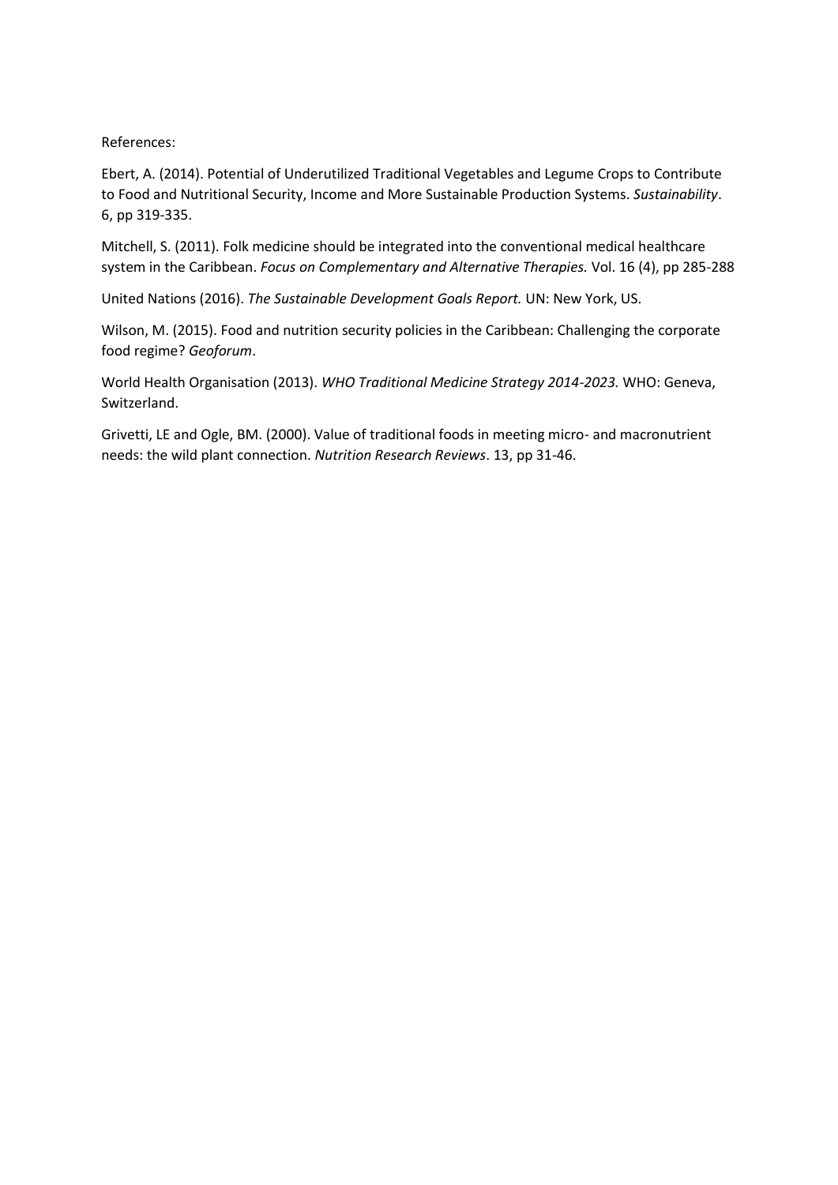References:

Ebert, A. (2014). Potential of Underutilized Traditional Vegetables and Legume Crops to Contribute to Food and Nutritional Security, Income and More Sustainable Production Systems. *Sustainability*. 6, pp 319-335.

Mitchell, S. (2011). Folk medicine should be integrated into the conventional medical healthcare system in the Caribbean. *Focus on Complementary and Alternative Therapies.* Vol. 16 (4), pp 285-288

United Nations (2016). *The Sustainable Development Goals Report.* UN: New York, US.

Wilson, M. (2015). Food and nutrition security policies in the Caribbean: Challenging the corporate food regime? *Geoforum*.

World Health Organisation (2013). *WHO Traditional Medicine Strategy 2014-2023.* WHO: Geneva, Switzerland.

Grivetti, LE and Ogle, BM. (2000). Value of traditional foods in meeting micro- and macronutrient needs: the wild plant connection. *Nutrition Research Reviews*. 13, pp 31-46.